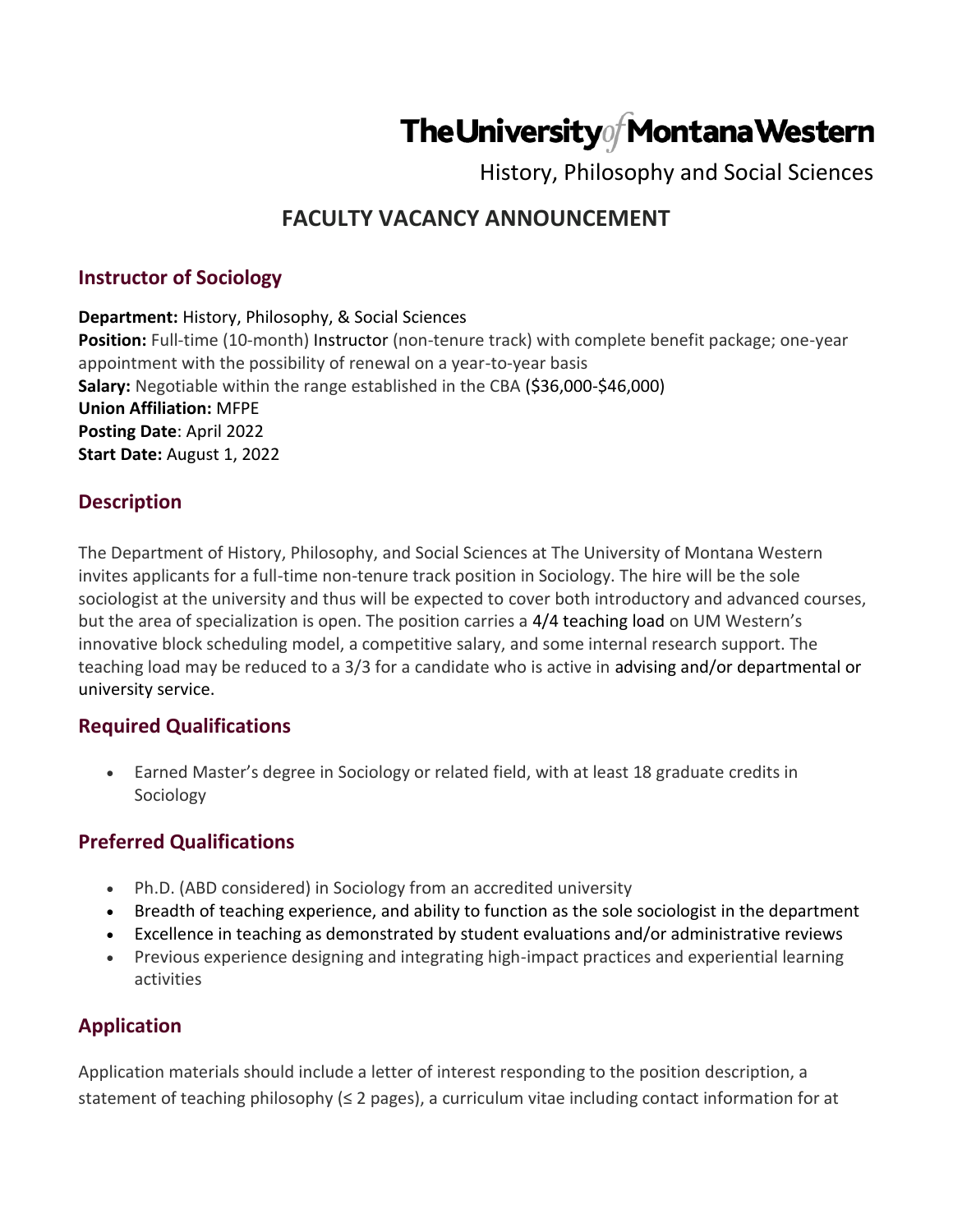# The University of Montana Western

History, Philosophy and Social Sciences

## FACULTY VACANCY ANNOUNCEMENT

### Instructor of Sociology

**Department:** History, Philosophy, & Social Sciences
**Position:** Full-time (10-month) Instructor (non-tenure track) with complete benefit package; one-year appointment with the possibility of renewal on a year-to-year basis
**Salary:** Negotiable within the range established in the CBA ($36,000-$46,000)
**Union Affiliation:** MFPE
**Posting Date**: April 2022
**Start Date:** August 1, 2022

### Description

The Department of History, Philosophy, and Social Sciences at The University of Montana Western invites applicants for a full-time non-tenure track position in Sociology. The hire will be the sole sociologist at the university and thus will be expected to cover both introductory and advanced courses, but the area of specialization is open. The position carries a 4/4 teaching load on UM Western's innovative block scheduling model, a competitive salary, and some internal research support. The teaching load may be reduced to a 3/3 for a candidate who is active in advising and/or departmental or university service.

### Required Qualifications

- Earned Master's degree in Sociology or related field, with at least 18 graduate credits in Sociology

### Preferred Qualifications

- Ph.D. (ABD considered) in Sociology from an accredited university
- Breadth of teaching experience, and ability to function as the sole sociologist in the department
- Excellence in teaching as demonstrated by student evaluations and/or administrative reviews
- Previous experience designing and integrating high-impact practices and experiential learning activities

### Application

Application materials should include a letter of interest responding to the position description, a statement of teaching philosophy (≤ 2 pages), a curriculum vitae including contact information for at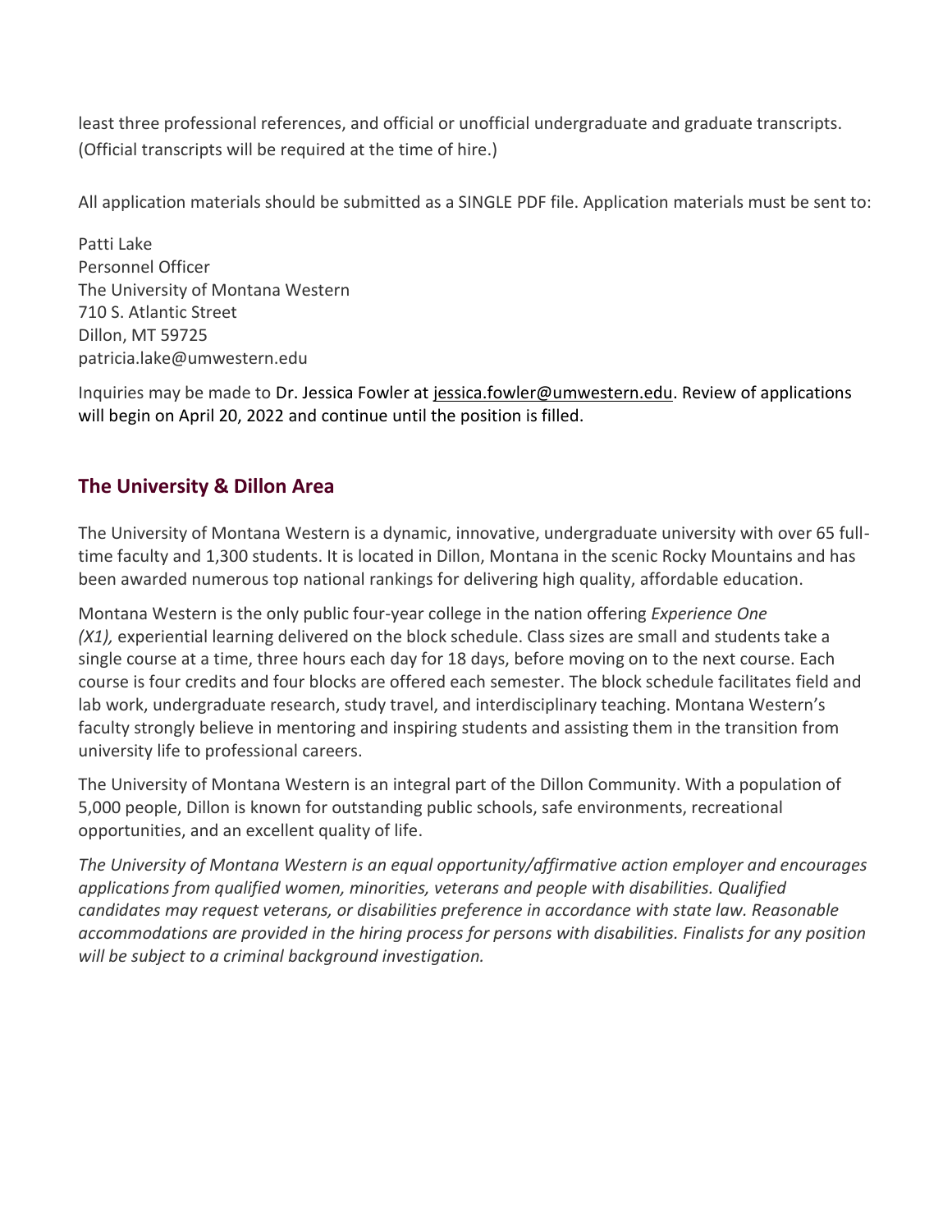least three professional references, and official or unofficial undergraduate and graduate transcripts. (Official transcripts will be required at the time of hire.)

All application materials should be submitted as a SINGLE PDF file. Application materials must be sent to:

Patti Lake
Personnel Officer
The University of Montana Western
710 S. Atlantic Street
Dillon, MT 59725
patricia.lake@umwestern.edu

Inquiries may be made to Dr. Jessica Fowler at jessica.fowler@umwestern.edu. Review of applications will begin on April 20, 2022 and continue until the position is filled.

## The University & Dillon Area

The University of Montana Western is a dynamic, innovative, undergraduate university with over 65 full-time faculty and 1,300 students. It is located in Dillon, Montana in the scenic Rocky Mountains and has been awarded numerous top national rankings for delivering high quality, affordable education.

Montana Western is the only public four-year college in the nation offering *Experience One (X1),* experiential learning delivered on the block schedule. Class sizes are small and students take a single course at a time, three hours each day for 18 days, before moving on to the next course. Each course is four credits and four blocks are offered each semester. The block schedule facilitates field and lab work, undergraduate research, study travel, and interdisciplinary teaching. Montana Western's faculty strongly believe in mentoring and inspiring students and assisting them in the transition from university life to professional careers.

The University of Montana Western is an integral part of the Dillon Community. With a population of 5,000 people, Dillon is known for outstanding public schools, safe environments, recreational opportunities, and an excellent quality of life.

*The University of Montana Western is an equal opportunity/affirmative action employer and encourages applications from qualified women, minorities, veterans and people with disabilities. Qualified candidates may request veterans, or disabilities preference in accordance with state law. Reasonable accommodations are provided in the hiring process for persons with disabilities. Finalists for any position will be subject to a criminal background investigation.*